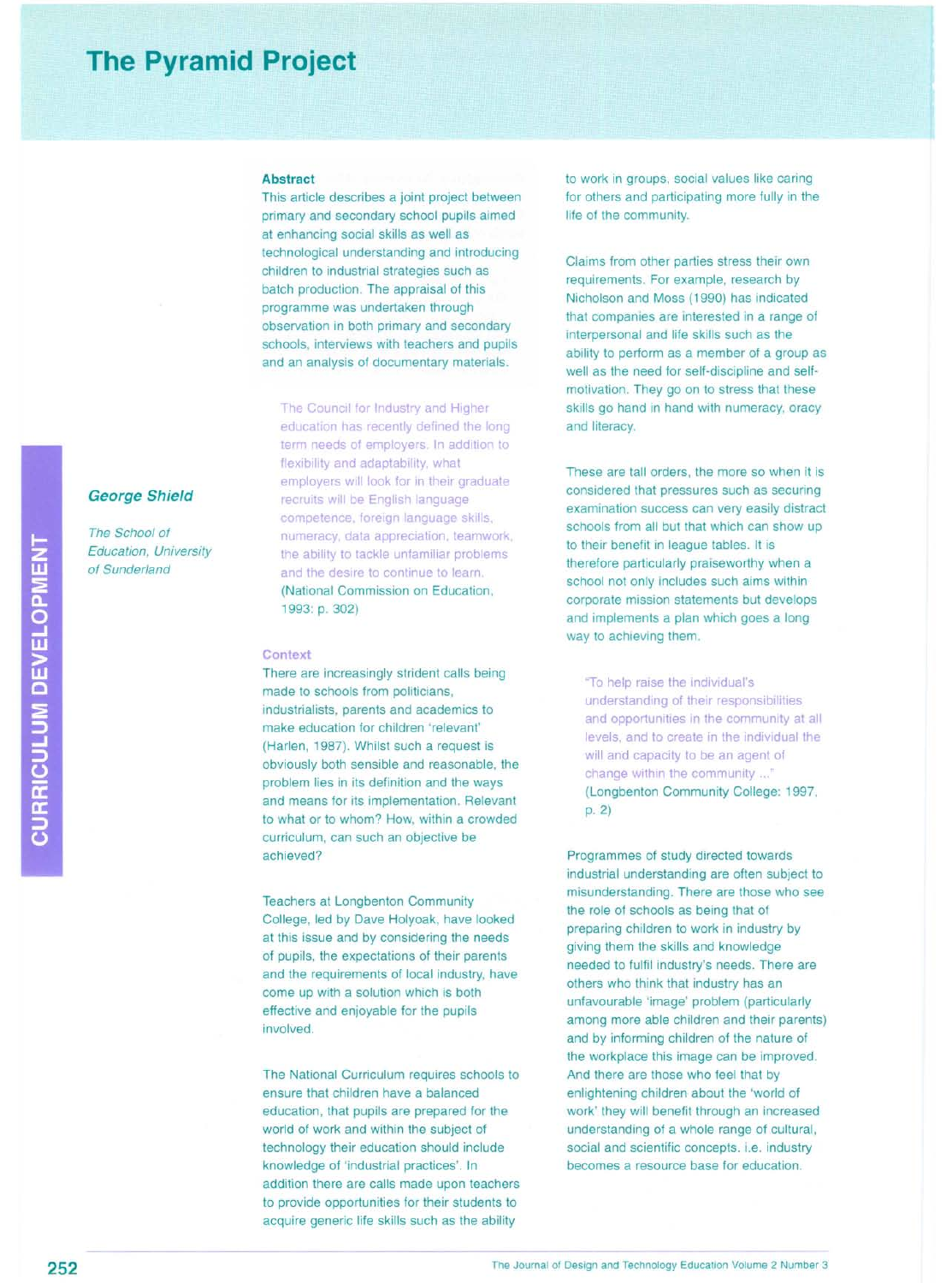# The Pyramid Project

*George Shield*

*The School of Education, University of Sunderland*

**Abstract**

This article describes a joint project between primary and secondary school pupils aimed at enhancing social skills as well as technological understanding and introducing children to industrial strategies such as batch production. The appraisal of this programme was undertaken through observation in both primary and secondary schools, interviews with teachers and pupils and an analysis of documentary materials.

> The Council for Industry and Higher education has recently defined the long term needs of employers. In addition to flexibility and adaptability, what employers will look for in their graduate recruits will be English language competence, foreign language skills, numeracy, data appreciation, teamwork, the ability to tackle unfamiliar problems and the desire to continue to learn. (National Commission on Education, 1993: p. 302)

## Context

There are increasingly strident calls being made to schools from politicians, industrialists, parents and academics to make education for children 'relevant' (Harlen, 1987). Whilst such a request is obviously both sensible and reasonable, the problem lies in its definition and the ways and means for its implementation. Relevant to what or to whom? How, within a crowded curriculum, can such an objective be achieved?

Teachers at Longbenton Community College, led by Dave Holyoak, have looked at this issue and by considering the needs of pupils, the expectations of their parents and the requirements of local industry, have come up with a solution which is both effective and enjoyable for the pupils involved.

The National Curriculum requires schools to ensure that children have a balanced education, that pupils are prepared for the world of work and within the subject of technology their education should include knowledge of 'industrial practices'. In addition there are calls made upon teachers to provide opportunities for their students to acquire generic life skills such as the ability to work in groups, social values like caring for others and participating more fully in the life of the community.

Claims from other parties stress their own requirements. For example, research by Nicholson and Moss (1990) has indicated that companies are interested in a range of interpersonal and life skills such as the ability to perform as a member of a group as well as the need for self-discipline and self-motivation. They go on to stress that these skills go hand in hand with numeracy, oracy and literacy.

These are tall orders, the more so when it is considered that pressures such as securing examination success can very easily distract schools from all but that which can show up to their benefit in league tables. It is therefore particularly praiseworthy when a school not only includes such aims within corporate mission statements but develops and implements a plan which goes a long way to achieving them.

> "To help raise the individual's understanding of their responsibilities and opportunities in the community at all levels, and to create in the individual the will and capacity to be an agent of change within the community ..." (Longbenton Community College: 1997, p. 2)

Programmes of study directed towards industrial understanding are often subject to misunderstanding. There are those who see the role of schools as being that of preparing children to work in industry by giving them the skills and knowledge needed to fulfil industry's needs. There are others who think that industry has an unfavourable 'image' problem (particularly among more able children and their parents) and by informing children of the nature of the workplace this image can be improved. And there are those who feel that by enlightening children about the 'world of work' they will benefit through an increased understanding of a whole range of cultural, social and scientific concepts. i.e. industry becomes a resource base for education.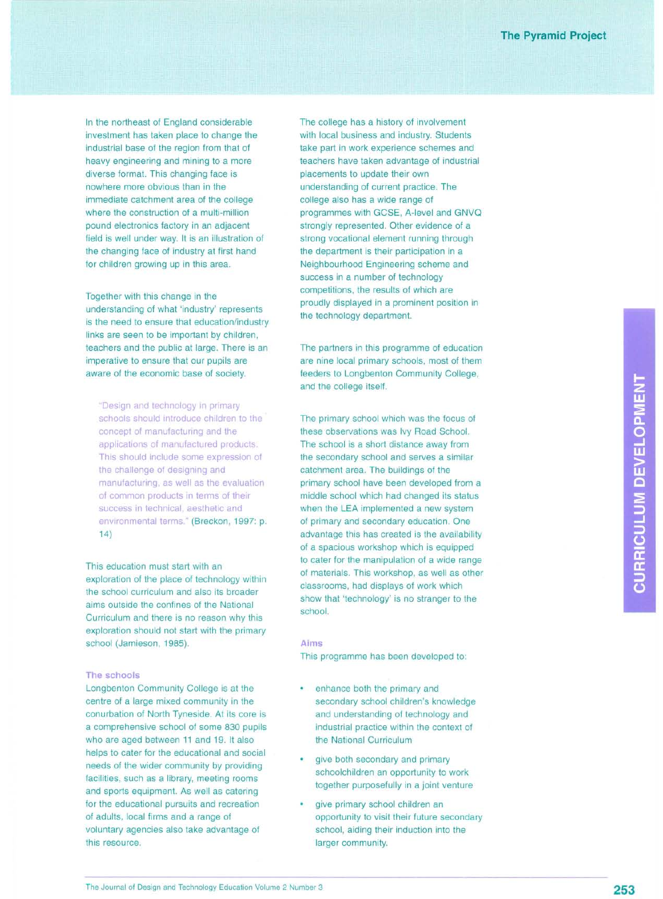In the northeast of England considerable investment has taken place to change the industrial base of the region from that of heavy engineering and mining to a more diverse format. This changing face is nowhere more obvious than in the immediate catchment area of the college where the construction of a multi-million pound electronics factory in an adjacent field is well under way. It is an illustration of the changing face of industry at first hand for children growing up in this area.

Together with this change in the understanding of what 'industry' represents is the need to ensure that education/industry links are seen to be important by children, teachers and the public at large. There is an imperative to ensure that our pupils are aware of the economic base of society.

> "Design and technology in primary schools should introduce children to the concept of manufacturing and the applications of manufactured products. This should include some expression of the challenge of designing and manufacturing, as well as the evaluation of common products in terms of their success in technical, aesthetic and environmental terms." (Breckon, 1997: p. 14)

This education must start with an exploration of the place of technology within the school curriculum and also its broader aims outside the confines of the National Curriculum and there is no reason why this exploration should not start with the primary school (Jamieson, 1985).

### The schools

Longbenton Community College is at the centre of a large mixed community in the conurbation of North Tyneside. At its core is a comprehensive school of some 830 pupils who are aged between 11 and 19. It also helps to cater for the educational and social needs of the wider community by providing facilities, such as a library, meeting rooms and sports equipment. As well as catering for the educational pursuits and recreation of adults, local firms and a range of voluntary agencies also take advantage of this resource.

The college has a history of involvement with local business and industry. Students take part in work experience schemes and teachers have taken advantage of industrial placements to update their own understanding of current practice. The college also has a wide range of programmes with GCSE, A-level and GNVQ strongly represented. Other evidence of a strong vocational element running through the department is their participation in a Neighbourhood Engineering scheme and success in a number of technology competitions, the results of which are proudly displayed in a prominent position in the technology department.

The partners in this programme of education are nine local primary schools, most of them feeders to Longbenton Community College, and the college itself.

The primary school which was the focus of these observations was Ivy Road School. The school is a short distance away from the secondary school and serves a similar catchment area. The buildings of the primary school have been developed from a middle school which had changed its status when the LEA implemented a new system of primary and secondary education. One advantage this has created is the availability of a spacious workshop which is equipped to cater for the manipulation of a wide range of materials. This workshop, as well as other classrooms, had displays of work which show that 'technology' is no stranger to the school.

### Aims

This programme has been developed to:

- enhance both the primary and secondary school children's knowledge and understanding of technology and industrial practice within the context of the National Curriculum
- give both secondary and primary schoolchildren an opportunity to work together purposefully in a joint venture
- give primary school children an opportunity to visit their future secondary school, aiding their induction into the larger community.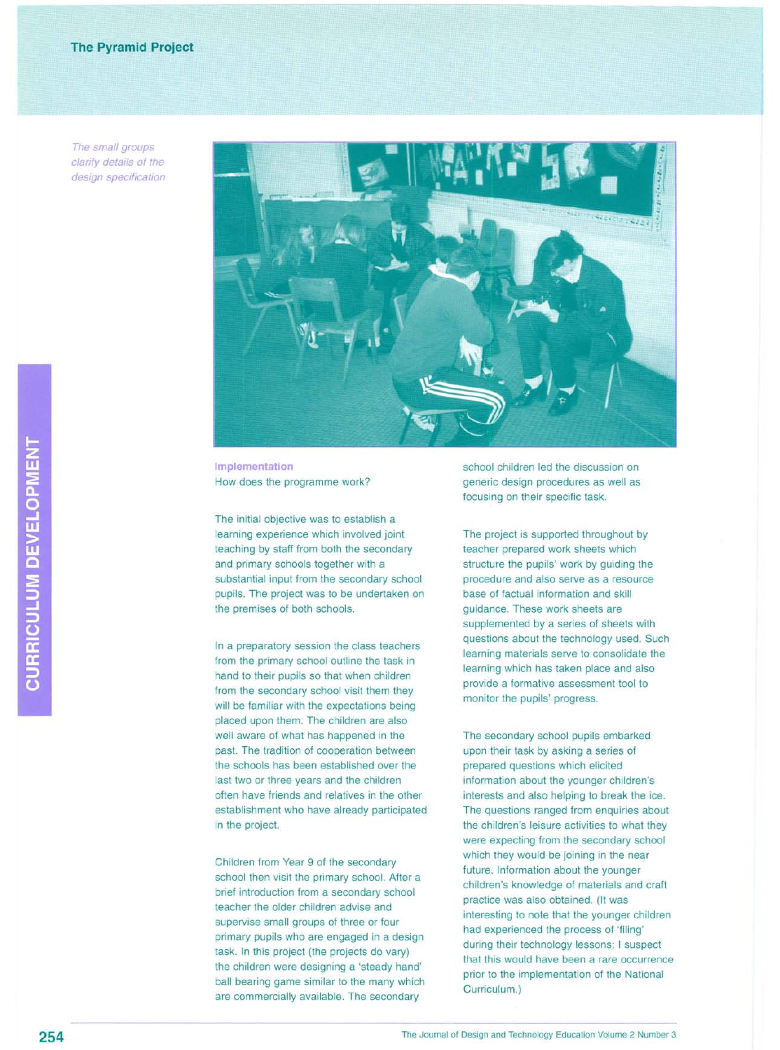*The small groups clarify details of the design specification*

### Implementation

How does the programme work?

The initial objective was to establish a learning experience which involved joint teaching by staff from both the secondary and primary schools together with a substantial input from the secondary school pupils. The project was to be undertaken on the premises of both schools.

In a preparatory session the class teachers from the primary school outline the task in hand to their pupils so that when children from the secondary school visit them they will be familiar with the expectations being placed upon them. The children are also well aware of what has happened in the past. The tradition of cooperation between the schools has been established over the last two or three years and the children often have friends and relatives in the other establishment who have already participated in the project.

Children from Year 9 of the secondary school then visit the primary school. After a brief introduction from a secondary school teacher the older children advise and supervise small groups of three or four primary pupils who are engaged in a design task. In this project (the projects do vary) the children were designing a 'steady hand' ball bearing game similar to the many which are commercially available. The secondary school children led the discussion on generic design procedures as well as focusing on their specific task.

The project is supported throughout by teacher prepared work sheets which structure the pupils' work by guiding the procedure and also serve as a resource base of factual information and skill guidance. These work sheets are supplemented by a series of sheets with questions about the technology used. Such learning materials serve to consolidate the learning which has taken place and also provide a formative assessment tool to monitor the pupils' progress.

The secondary school pupils embarked upon their task by asking a series of prepared questions which elicited information about the younger children's interests and also helping to break the ice. The questions ranged from enquiries about the children's leisure activities to what they were expecting from the secondary school which they would be joining in the near future. Information about the younger children's knowledge of materials and craft practice was also obtained. (It was interesting to note that the younger children had experienced the process of 'filing' during their technology lessons; I suspect that this would have been a rare occurrence prior to the implementation of the National Curriculum.)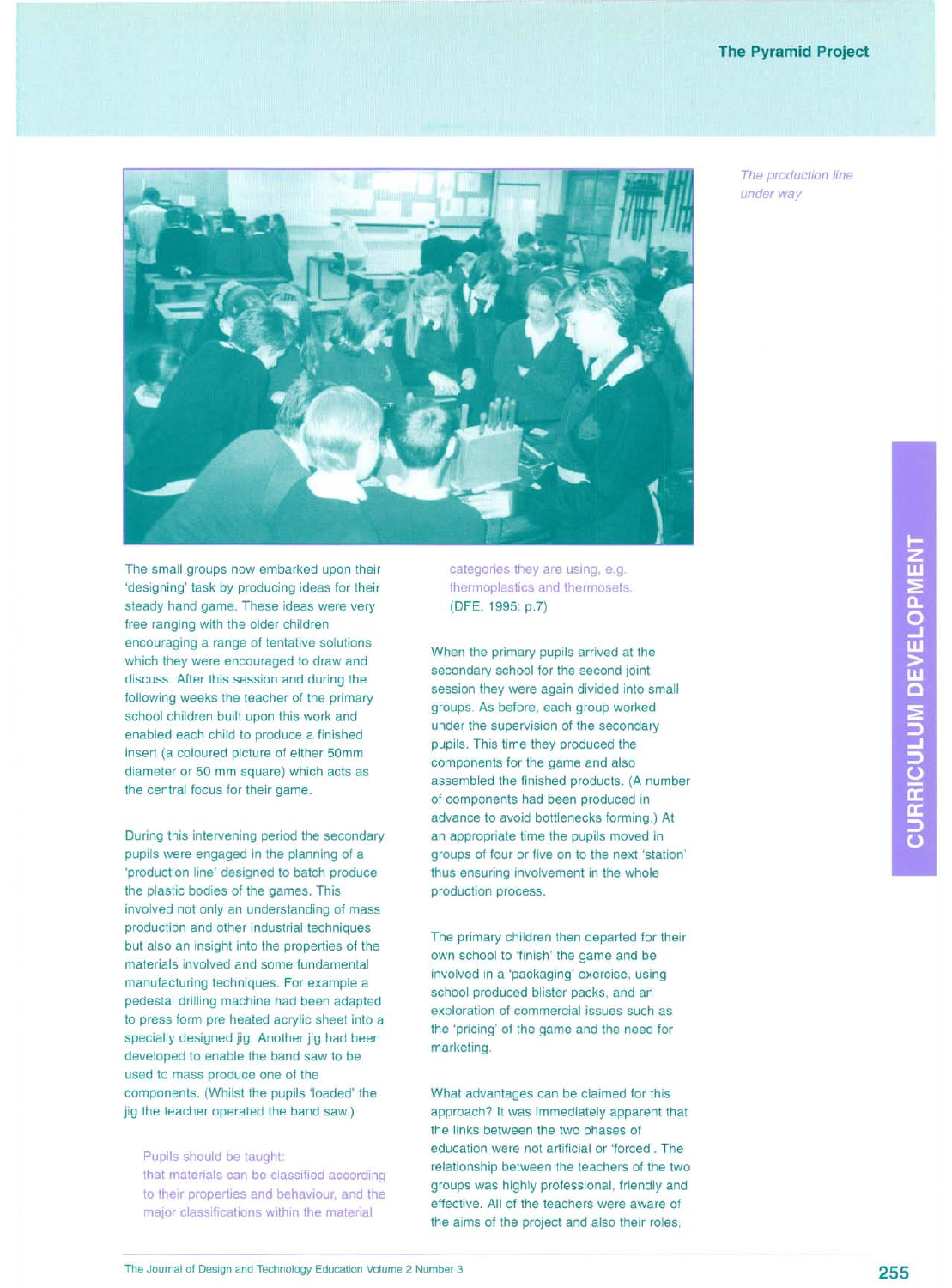*The production line under way*

The small groups now embarked upon their 'designing' task by producing ideas for their steady hand game. These ideas were very free ranging with the older children encouraging a range of tentative solutions which they were encouraged to draw and discuss. After this session and during the following weeks the teacher of the primary school children built upon this work and enabled each child to produce a finished insert (a coloured picture of either 50mm diameter or 50 mm square) which acts as the central focus for their game.

During this intervening period the secondary pupils were engaged in the planning of a 'production line' designed to batch produce the plastic bodies of the games. This involved not only an understanding of mass production and other industrial techniques but also an insight into the properties of the materials involved and some fundamental manufacturing techniques. For example a pedestal drilling machine had been adapted to press form pre heated acrylic sheet into a specially designed jig. Another jig had been developed to enable the band saw to be used to mass produce one of the components. (Whilst the pupils 'loaded' the jig the teacher operated the band saw.)

> Pupils should be taught:
> that materials can be classified according to their properties and behaviour, and the major classifications within the material categories they are using, e.g. thermoplastics and thermosets.
> (DFE, 1995: p.7)

When the primary pupils arrived at the secondary school for the second joint session they were again divided into small groups. As before, each group worked under the supervision of the secondary pupils. This time they produced the components for the game and also assembled the finished products. (A number of components had been produced in advance to avoid bottlenecks forming.) At an appropriate time the pupils moved in groups of four or five on to the next 'station' thus ensuring involvement in the whole production process.

The primary children then departed for their own school to 'finish' the game and be involved in a 'packaging' exercise, using school produced blister packs, and an exploration of commercial issues such as the 'pricing' of the game and the need for marketing.

What advantages can be claimed for this approach? It was immediately apparent that the links between the two phases of education were not artificial or 'forced'. The relationship between the teachers of the two groups was highly professional, friendly and effective. All of the teachers were aware of the aims of the project and also their roles.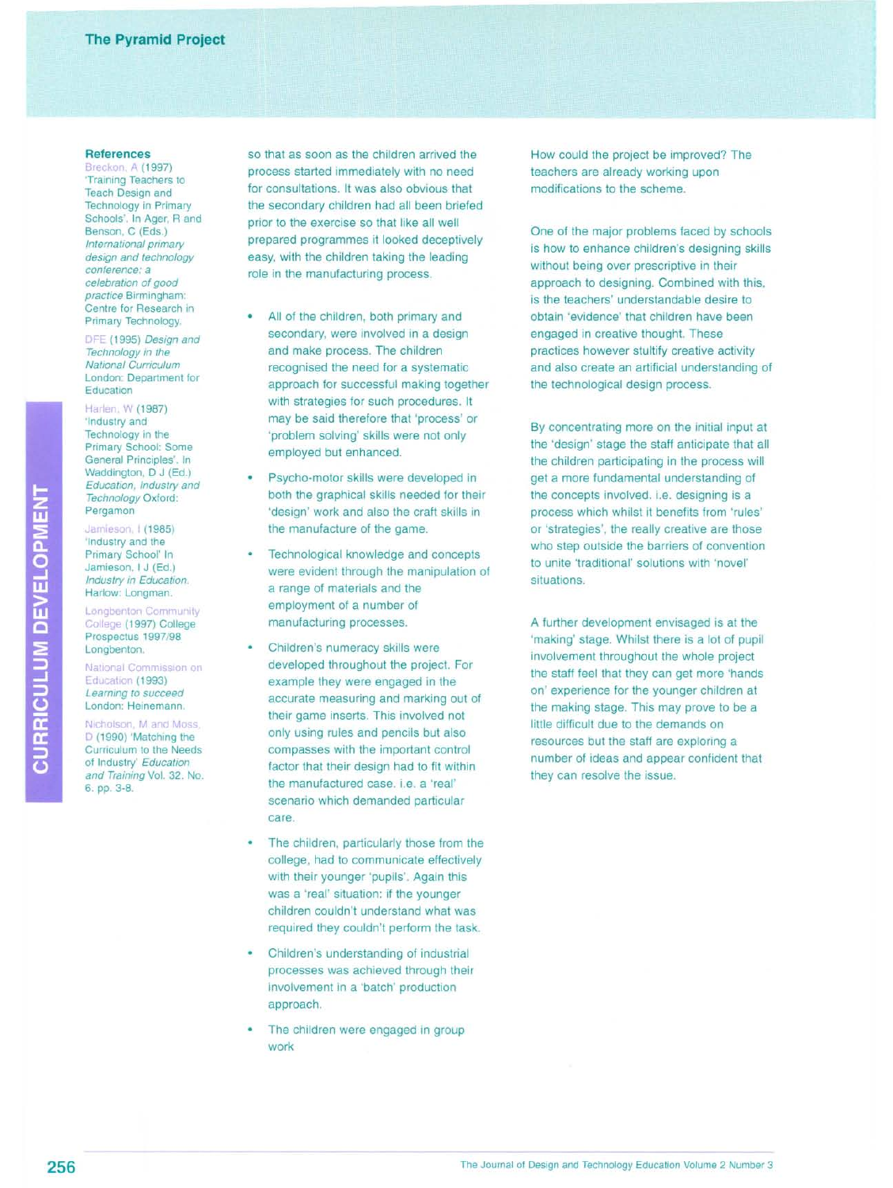so that as soon as the children arrived the process started immediately with no need for consultations. It was also obvious that the secondary children had all been briefed prior to the exercise so that like all well prepared programmes it looked deceptively easy, with the children taking the leading role in the manufacturing process.

- All of the children, both primary and secondary, were involved in a design and make process. The children recognised the need for a systematic approach for successful making together with strategies for such procedures. It may be said therefore that 'process' or 'problem solving' skills were not only employed but enhanced.
- Psycho-motor skills were developed in both the graphical skills needed for their 'design' work and also the craft skills in the manufacture of the game.
- Technological knowledge and concepts were evident through the manipulation of a range of materials and the employment of a number of manufacturing processes.
- Children's numeracy skills were developed throughout the project. For example they were engaged in the accurate measuring and marking out of their game inserts. This involved not only using rules and pencils but also compasses with the important control factor that their design had to fit within the manufactured case. i.e. a 'real' scenario which demanded particular care.
- The children, particularly those from the college, had to communicate effectively with their younger 'pupils'. Again this was a 'real' situation: if the younger children couldn't understand what was required they couldn't perform the task.
- Children's understanding of industrial processes was achieved through their involvement in a 'batch' production approach.
- The children were engaged in group work

How could the project be improved? The teachers are already working upon modifications to the scheme.

One of the major problems faced by schools is how to enhance children's designing skills without being over prescriptive in their approach to designing. Combined with this, is the teachers' understandable desire to obtain 'evidence' that children have been engaged in creative thought. These practices however stultify creative activity and also create an artificial understanding of the technological design process.

By concentrating more on the initial input at the 'design' stage the staff anticipate that all the children participating in the process will get a more fundamental understanding of the concepts involved. i.e. designing is a process which whilst it benefits from 'rules' or 'strategies', the really creative are those who step outside the barriers of convention to unite 'traditional' solutions with 'novel' situations.

A further development envisaged is at the 'making' stage. Whilst there is a lot of pupil involvement throughout the whole project the staff feel that they can get more 'hands on' experience for the younger children at the making stage. This may prove to be a little difficult due to the demands on resources but the staff are exploring a number of ideas and appear confident that they can resolve the issue.

## References

Breckon, A (1997) 'Training Teachers to Teach Design and Technology in Primary Schools'. In Ager, R and Benson, C (Eds.) *International primary design and technology conference: a celebration of good practice* Birmingham: Centre for Research in Primary Technology.

DFE (1995) *Design and Technology in the National Curriculum* London: Department for Education

Harlen, W (1987) 'Industry and Technology in the Primary School: Some General Principles'. In Waddington, D J (Ed.) *Education, Industry and Technology* Oxford: Pergamon

Jamieson, I (1985) 'Industry and the Primary School' In Jamieson, I J (Ed.) *Industry in Education.* Harlow: Longman.

Longbenton Community College (1997) College Prospectus 1997/98 Longbenton.

National Commission on Education (1993) *Learning to succeed* London: Heinemann.

Nicholson, M and Moss, D (1990) 'Matching the Curriculum to the Needs of Industry' *Education and Training* Vol. 32. No. 6. pp. 3-8.